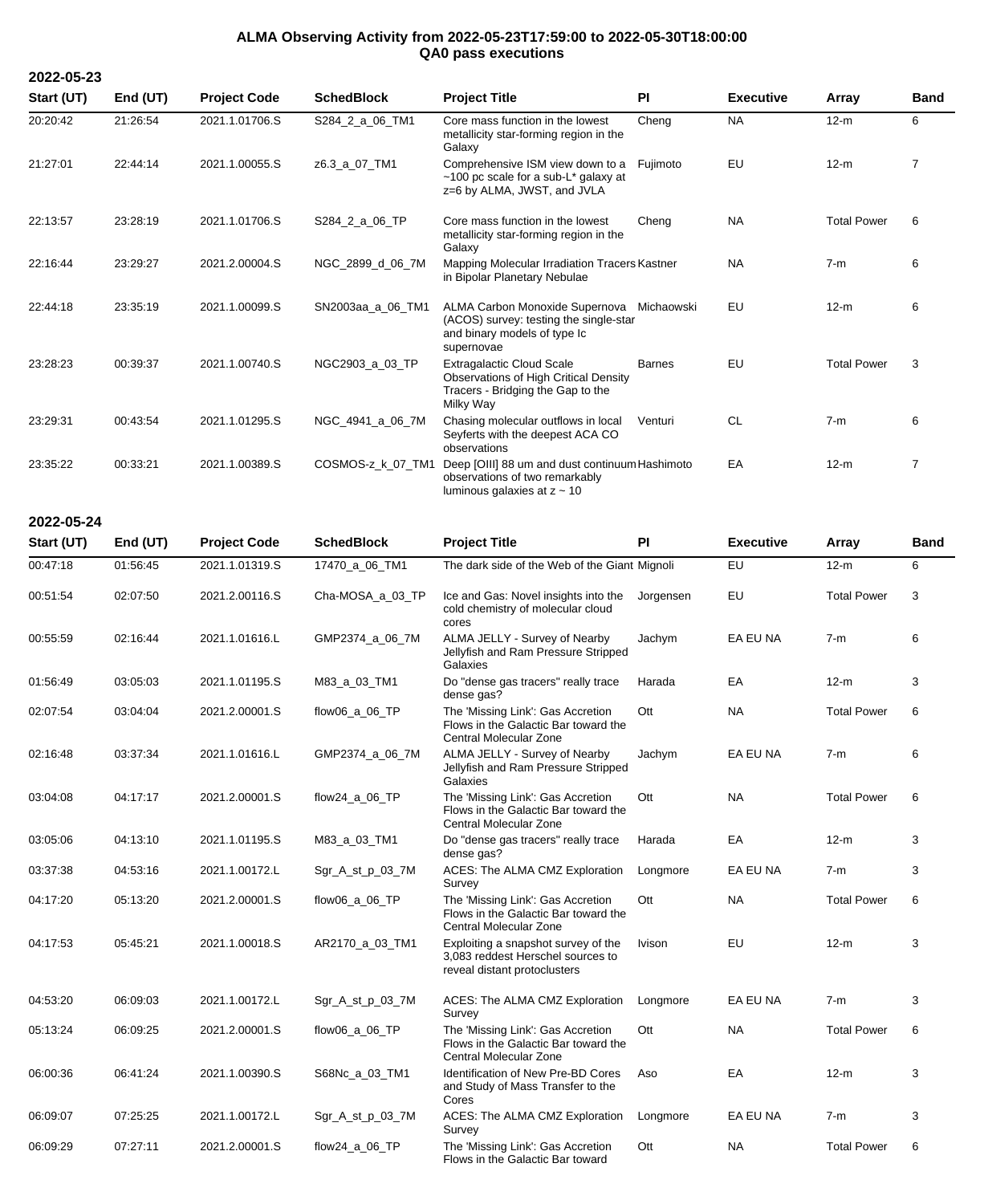# ALMA Observing Activity from 2022-05-23T17:59:00 to 2022-05-30T18:00:00
## QA0 pass executions

### 2022-05-23

| Start (UT) | End (UT) | Project Code | SchedBlock | Project Title | PI | Executive | Array | Band |
|---|---|---|---|---|---|---|---|---|
| 20:20:42 | 21:26:54 | 2021.1.01706.S | S284_2_a_06_TM1 | Core mass function in the lowest metallicity star-forming region in the Galaxy | Cheng | NA | 12-m | 6 |
| 21:27:01 | 22:44:14 | 2021.1.00055.S | z6.3_a_07_TM1 | Comprehensive ISM view down to a ~100 pc scale for a sub-L* galaxy at z=6 by ALMA, JWST, and JVLA | Fujimoto | EU | 12-m | 7 |
| 22:13:57 | 23:28:19 | 2021.1.01706.S | S284_2_a_06_TP | Core mass function in the lowest metallicity star-forming region in the Galaxy | Cheng | NA | Total Power | 6 |
| 22:16:44 | 23:29:27 | 2021.2.00004.S | NGC_2899_d_06_7M | Mapping Molecular Irradiation Tracers in Bipolar Planetary Nebulae | Kastner | NA | 7-m | 6 |
| 22:44:18 | 23:35:19 | 2021.1.00099.S | SN2003aa_a_06_TM1 | ALMA Carbon Monoxide Supernova (ACOS) survey: testing the single-star and binary models of type Ic supernovae | Michaowski | EU | 12-m | 6 |
| 23:28:23 | 00:39:37 | 2021.1.00740.S | NGC2903_a_03_TP | Extragalactic Cloud Scale Observations of High Critical Density Tracers - Bridging the Gap to the Milky Way | Barnes | EU | Total Power | 3 |
| 23:29:31 | 00:43:54 | 2021.1.01295.S | NGC_4941_a_06_7M | Chasing molecular outflows in local Seyferts with the deepest ACA CO observations | Venturi | CL | 7-m | 6 |
| 23:35:22 | 00:33:21 | 2021.1.00389.S | COSMOS-z_k_07_TM1 | Deep [OIII] 88 um and dust continuum observations of two remarkably luminous galaxies at z ~ 10 | Hashimoto | EA | 12-m | 7 |

### 2022-05-24

| Start (UT) | End (UT) | Project Code | SchedBlock | Project Title | PI | Executive | Array | Band |
|---|---|---|---|---|---|---|---|---|
| 00:47:18 | 01:56:45 | 2021.1.01319.S | 17470_a_06_TM1 | The dark side of the Web of the Giant | Mignoli | EU | 12-m | 6 |
| 00:51:54 | 02:07:50 | 2021.2.00116.S | Cha-MOSA_a_03_TP | Ice and Gas: Novel insights into the cold chemistry of molecular cloud cores | Jorgensen | EU | Total Power | 3 |
| 00:55:59 | 02:16:44 | 2021.1.01616.L | GMP2374_a_06_7M | ALMA JELLY - Survey of Nearby Jellyfish and Ram Pressure Stripped Galaxies | Jachym | EA EU NA | 7-m | 6 |
| 01:56:49 | 03:05:03 | 2021.1.01195.S | M83_a_03_TM1 | Do "dense gas tracers" really trace dense gas? | Harada | EA | 12-m | 3 |
| 02:07:54 | 03:04:04 | 2021.2.00001.S | flow06_a_06_TP | The 'Missing Link': Gas Accretion Flows in the Galactic Bar toward the Central Molecular Zone | Ott | NA | Total Power | 6 |
| 02:16:48 | 03:37:34 | 2021.1.01616.L | GMP2374_a_06_7M | ALMA JELLY - Survey of Nearby Jellyfish and Ram Pressure Stripped Galaxies | Jachym | EA EU NA | 7-m | 6 |
| 03:04:08 | 04:17:17 | 2021.2.00001.S | flow24_a_06_TP | The 'Missing Link': Gas Accretion Flows in the Galactic Bar toward the Central Molecular Zone | Ott | NA | Total Power | 6 |
| 03:05:06 | 04:13:10 | 2021.1.01195.S | M83_a_03_TM1 | Do "dense gas tracers" really trace dense gas? | Harada | EA | 12-m | 3 |
| 03:37:38 | 04:53:16 | 2021.1.00172.L | Sgr_A_st_p_03_7M | ACES: The ALMA CMZ Exploration Survey | Longmore | EA EU NA | 7-m | 3 |
| 04:17:20 | 05:13:20 | 2021.2.00001.S | flow06_a_06_TP | The 'Missing Link': Gas Accretion Flows in the Galactic Bar toward the Central Molecular Zone | Ott | NA | Total Power | 6 |
| 04:17:53 | 05:45:21 | 2021.1.00018.S | AR2170_a_03_TM1 | Exploiting a snapshot survey of the 3,083 reddest Herschel sources to reveal distant protoclusters | Ivison | EU | 12-m | 3 |
| 04:53:20 | 06:09:03 | 2021.1.00172.L | Sgr_A_st_p_03_7M | ACES: The ALMA CMZ Exploration Survey | Longmore | EA EU NA | 7-m | 3 |
| 05:13:24 | 06:09:25 | 2021.2.00001.S | flow06_a_06_TP | The 'Missing Link': Gas Accretion Flows in the Galactic Bar toward the Central Molecular Zone | Ott | NA | Total Power | 6 |
| 06:00:36 | 06:41:24 | 2021.1.00390.S | S68Nc_a_03_TM1 | Identification of New Pre-BD Cores and Study of Mass Transfer to the Cores | Aso | EA | 12-m | 3 |
| 06:09:07 | 07:25:25 | 2021.1.00172.L | Sgr_A_st_p_03_7M | ACES: The ALMA CMZ Exploration Survey | Longmore | EA EU NA | 7-m | 3 |
| 06:09:29 | 07:27:11 | 2021.2.00001.S | flow24_a_06_TP | The 'Missing Link': Gas Accretion Flows in the Galactic Bar toward | Ott | NA | Total Power | 6 |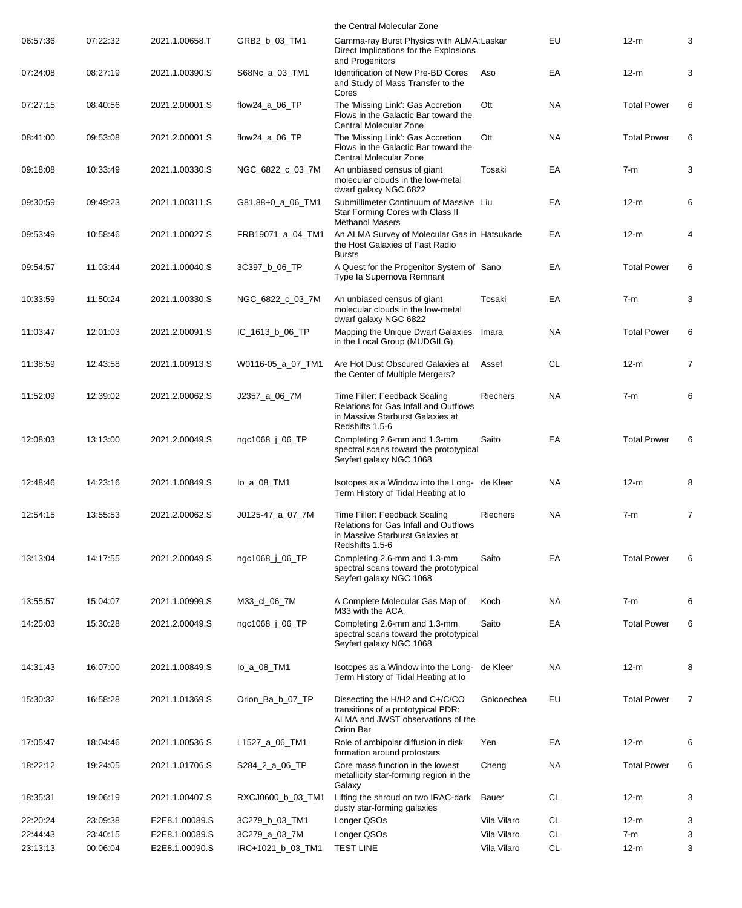| | | | | the Central Molecular Zone | | | | |
|---|---|---|---|---|---|---|---|---|
| 06:57:36 | 07:22:32 | 2021.1.00658.T | GRB2_b_03_TM1 | Gamma-ray Burst Physics with ALMA: Direct Implications for the Explosions and Progenitors | Laskar | EU | 12-m | 3 |
| 07:24:08 | 08:27:19 | 2021.1.00390.S | S68Nc_a_03_TM1 | Identification of New Pre-BD Cores and Study of Mass Transfer to the Cores | Aso | EA | 12-m | 3 |
| 07:27:15 | 08:40:56 | 2021.2.00001.S | flow24_a_06_TP | The 'Missing Link': Gas Accretion Flows in the Galactic Bar toward the Central Molecular Zone | Ott | NA | Total Power | 6 |
| 08:41:00 | 09:53:08 | 2021.2.00001.S | flow24_a_06_TP | The 'Missing Link': Gas Accretion Flows in the Galactic Bar toward the Central Molecular Zone | Ott | NA | Total Power | 6 |
| 09:18:08 | 10:33:49 | 2021.1.00330.S | NGC_6822_c_03_7M | An unbiased census of giant molecular clouds in the low-metal dwarf galaxy NGC 6822 | Tosaki | EA | 7-m | 3 |
| 09:30:59 | 09:49:23 | 2021.1.00311.S | G81.88+0_a_06_TM1 | Submillimeter Continuum of Massive Star Forming Cores with Class II Methanol Masers | Liu | EA | 12-m | 6 |
| 09:53:49 | 10:58:46 | 2021.1.00027.S | FRB19071_a_04_TM1 | An ALMA Survey of Molecular Gas in the Host Galaxies of Fast Radio Bursts | Hatsukade | EA | 12-m | 4 |
| 09:54:57 | 11:03:44 | 2021.1.00040.S | 3C397_b_06_TP | A Quest for the Progenitor System of Type Ia Supernova Remnant | Sano | EA | Total Power | 6 |
| 10:33:59 | 11:50:24 | 2021.1.00330.S | NGC_6822_c_03_7M | An unbiased census of giant molecular clouds in the low-metal dwarf galaxy NGC 6822 | Tosaki | EA | 7-m | 3 |
| 11:03:47 | 12:01:03 | 2021.2.00091.S | IC_1613_b_06_TP | Mapping the Unique Dwarf Galaxies in the Local Group (MUDGILG) | Imara | NA | Total Power | 6 |
| 11:38:59 | 12:43:58 | 2021.1.00913.S | W0116-05_a_07_TM1 | Are Hot Dust Obscured Galaxies at the Center of Multiple Mergers? | Assef | CL | 12-m | 7 |
| 11:52:09 | 12:39:02 | 2021.2.00062.S | J2357_a_06_7M | Time Filler: Feedback Scaling Relations for Gas Infall and Outflows in Massive Starburst Galaxies at Redshifts 1.5-6 | Riechers | NA | 7-m | 6 |
| 12:08:03 | 13:13:00 | 2021.2.00049.S | ngc1068_j_06_TP | Completing 2.6-mm and 1.3-mm spectral scans toward the prototypical Seyfert galaxy NGC 1068 | Saito | EA | Total Power | 6 |
| 12:48:46 | 14:23:16 | 2021.1.00849.S | Io_a_08_TM1 | Isotopes as a Window into the Long-Term History of Tidal Heating at Io | de Kleer | NA | 12-m | 8 |
| 12:54:15 | 13:55:53 | 2021.2.00062.S | J0125-47_a_07_7M | Time Filler: Feedback Scaling Relations for Gas Infall and Outflows in Massive Starburst Galaxies at Redshifts 1.5-6 | Riechers | NA | 7-m | 7 |
| 13:13:04 | 14:17:55 | 2021.2.00049.S | ngc1068_j_06_TP | Completing 2.6-mm and 1.3-mm spectral scans toward the prototypical Seyfert galaxy NGC 1068 | Saito | EA | Total Power | 6 |
| 13:55:57 | 15:04:07 | 2021.1.00999.S | M33_cl_06_7M | A Complete Molecular Gas Map of M33 with the ACA | Koch | NA | 7-m | 6 |
| 14:25:03 | 15:30:28 | 2021.2.00049.S | ngc1068_j_06_TP | Completing 2.6-mm and 1.3-mm spectral scans toward the prototypical Seyfert galaxy NGC 1068 | Saito | EA | Total Power | 6 |
| 14:31:43 | 16:07:00 | 2021.1.00849.S | Io_a_08_TM1 | Isotopes as a Window into the Long-Term History of Tidal Heating at Io | de Kleer | NA | 12-m | 8 |
| 15:30:32 | 16:58:28 | 2021.1.01369.S | Orion_Ba_b_07_TP | Dissecting the H/H2 and C+/C/CO transitions of a prototypical PDR: ALMA and JWST observations of the Orion Bar | Goicoechea | EU | Total Power | 7 |
| 17:05:47 | 18:04:46 | 2021.1.00536.S | L1527_a_06_TM1 | Role of ambipolar diffusion in disk formation around protostars | Yen | EA | 12-m | 6 |
| 18:22:12 | 19:24:05 | 2021.1.01706.S | S284_2_a_06_TP | Core mass function in the lowest metallicity star-forming region in the Galaxy | Cheng | NA | Total Power | 6 |
| 18:35:31 | 19:06:19 | 2021.1.00407.S | RXCJ0600_b_03_TM1 | Lifting the shroud on two IRAC-dark dusty star-forming galaxies | Bauer | CL | 12-m | 3 |
| 22:20:24 | 23:09:38 | E2E8.1.00089.S | 3C279_b_03_TM1 | Longer QSOs | Vila Vilaro | CL | 12-m | 3 |
| 22:44:43 | 23:40:15 | E2E8.1.00089.S | 3C279_a_03_7M | Longer QSOs | Vila Vilaro | CL | 7-m | 3 |
| 23:13:13 | 00:06:04 | E2E8.1.00090.S | IRC+1021_b_03_TM1 | TEST LINE | Vila Vilaro | CL | 12-m | 3 |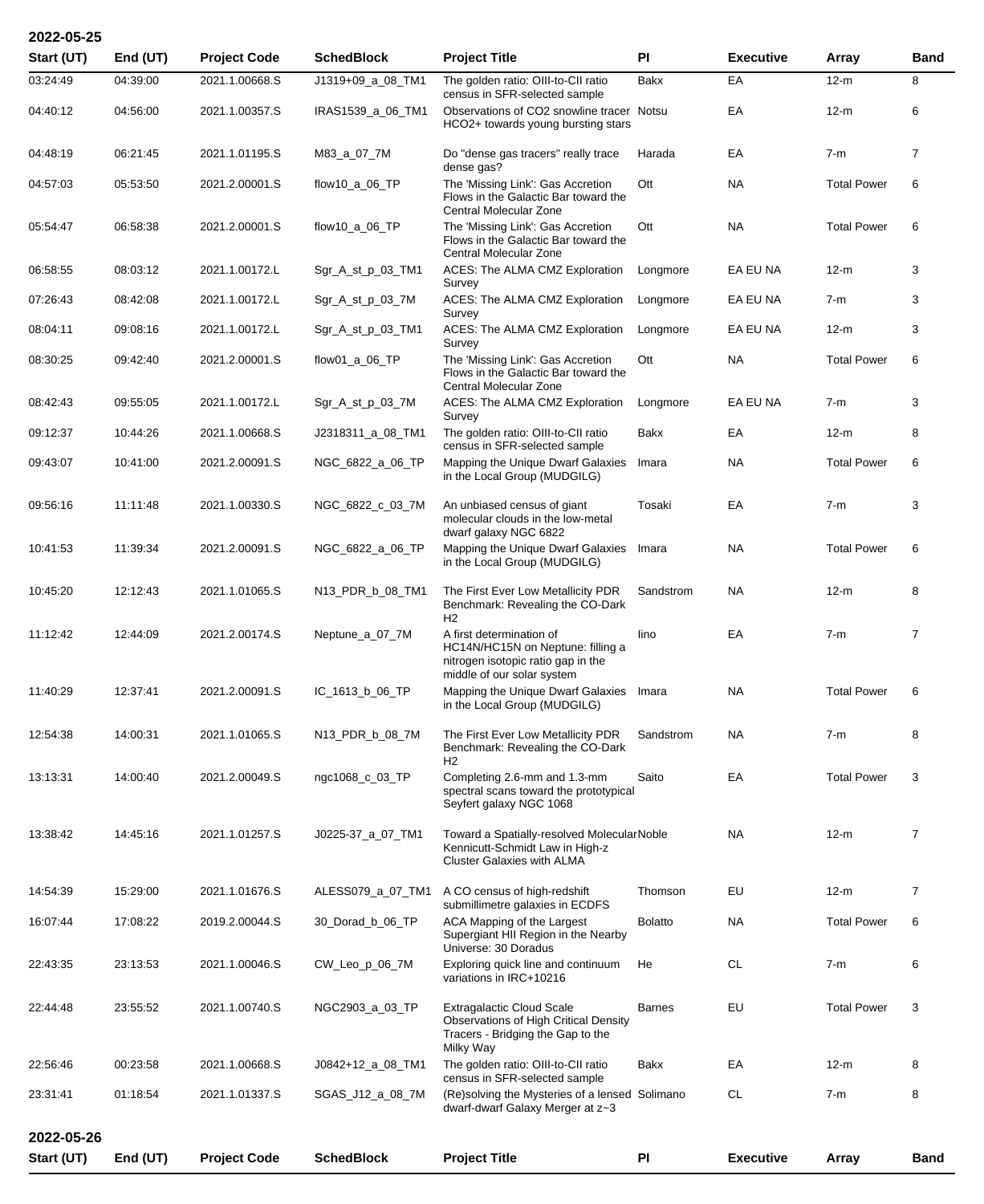## 2022-05-25

| Start (UT) | End (UT) | Project Code | SchedBlock | Project Title | PI | Executive | Array | Band |
|---|---|---|---|---|---|---|---|---|
| 03:24:49 | 04:39:00 | 2021.1.00668.S | J1319+09_a_08_TM1 | The golden ratio: OIII-to-CII ratio census in SFR-selected sample | Bakx | EA | 12-m | 8 |
| 04:40:12 | 04:56:00 | 2021.1.00357.S | IRAS1539_a_06_TM1 | Observations of CO2 snowline tracer HCO2+ towards young bursting stars | Notsu | EA | 12-m | 6 |
| 04:48:19 | 06:21:45 | 2021.1.01195.S | M83_a_07_7M | Do "dense gas tracers" really trace dense gas? | Harada | EA | 7-m | 7 |
| 04:57:03 | 05:53:50 | 2021.2.00001.S | flow10_a_06_TP | The 'Missing Link': Gas Accretion Flows in the Galactic Bar toward the Central Molecular Zone | Ott | NA | Total Power | 6 |
| 05:54:47 | 06:58:38 | 2021.2.00001.S | flow10_a_06_TP | The 'Missing Link': Gas Accretion Flows in the Galactic Bar toward the Central Molecular Zone | Ott | NA | Total Power | 6 |
| 06:58:55 | 08:03:12 | 2021.1.00172.L | Sgr_A_st_p_03_TM1 | ACES: The ALMA CMZ Exploration Survey | Longmore | EA EU NA | 12-m | 3 |
| 07:26:43 | 08:42:08 | 2021.1.00172.L | Sgr_A_st_p_03_7M | ACES: The ALMA CMZ Exploration Survey | Longmore | EA EU NA | 7-m | 3 |
| 08:04:11 | 09:08:16 | 2021.1.00172.L | Sgr_A_st_p_03_TM1 | ACES: The ALMA CMZ Exploration Survey | Longmore | EA EU NA | 12-m | 3 |
| 08:30:25 | 09:42:40 | 2021.2.00001.S | flow01_a_06_TP | The 'Missing Link': Gas Accretion Flows in the Galactic Bar toward the Central Molecular Zone | Ott | NA | Total Power | 6 |
| 08:42:43 | 09:55:05 | 2021.1.00172.L | Sgr_A_st_p_03_7M | ACES: The ALMA CMZ Exploration Survey | Longmore | EA EU NA | 7-m | 3 |
| 09:12:37 | 10:44:26 | 2021.1.00668.S | J2318311_a_08_TM1 | The golden ratio: OIII-to-CII ratio census in SFR-selected sample | Bakx | EA | 12-m | 8 |
| 09:43:07 | 10:41:00 | 2021.2.00091.S | NGC_6822_a_06_TP | Mapping the Unique Dwarf Galaxies in the Local Group (MUDGILG) | Imara | NA | Total Power | 6 |
| 09:56:16 | 11:11:48 | 2021.1.00330.S | NGC_6822_c_03_7M | An unbiased census of giant molecular clouds in the low-metal dwarf galaxy NGC 6822 | Tosaki | EA | 7-m | 3 |
| 10:41:53 | 11:39:34 | 2021.2.00091.S | NGC_6822_a_06_TP | Mapping the Unique Dwarf Galaxies in the Local Group (MUDGILG) | Imara | NA | Total Power | 6 |
| 10:45:20 | 12:12:43 | 2021.1.01065.S | N13_PDR_b_08_TM1 | The First Ever Low Metallicity PDR Benchmark: Revealing the CO-Dark H2 | Sandstrom | NA | 12-m | 8 |
| 11:12:42 | 12:44:09 | 2021.2.00174.S | Neptune_a_07_7M | A first determination of HC14N/HC15N on Neptune: filling a nitrogen isotopic ratio gap in the middle of our solar system | Iino | EA | 7-m | 7 |
| 11:40:29 | 12:37:41 | 2021.2.00091.S | IC_1613_b_06_TP | Mapping the Unique Dwarf Galaxies in the Local Group (MUDGILG) | Imara | NA | Total Power | 6 |
| 12:54:38 | 14:00:31 | 2021.1.01065.S | N13_PDR_b_08_7M | The First Ever Low Metallicity PDR Benchmark: Revealing the CO-Dark H2 | Sandstrom | NA | 7-m | 8 |
| 13:13:31 | 14:00:40 | 2021.2.00049.S | ngc1068_c_03_TP | Completing 2.6-mm and 1.3-mm spectral scans toward the prototypical Seyfert galaxy NGC 1068 | Saito | EA | Total Power | 3 |
| 13:38:42 | 14:45:16 | 2021.1.01257.S | J0225-37_a_07_TM1 | Toward a Spatially-resolved Molecular Kennicutt-Schmidt Law in High-z Cluster Galaxies with ALMA | Noble | NA | 12-m | 7 |
| 14:54:39 | 15:29:00 | 2021.1.01676.S | ALESS079_a_07_TM1 | A CO census of high-redshift submillimetre galaxies in ECDFS | Thomson | EU | 12-m | 7 |
| 16:07:44 | 17:08:22 | 2019.2.00044.S | 30_Dorad_b_06_TP | ACA Mapping of the Largest Supergiant HII Region in the Nearby Universe: 30 Doradus | Bolatto | NA | Total Power | 6 |
| 22:43:35 | 23:13:53 | 2021.1.00046.S | CW_Leo_p_06_7M | Exploring quick line and continuum variations in IRC+10216 | He | CL | 7-m | 6 |
| 22:44:48 | 23:55:52 | 2021.1.00740.S | NGC2903_a_03_TP | Extragalactic Cloud Scale Observations of High Critical Density Tracers - Bridging the Gap to the Milky Way | Barnes | EU | Total Power | 3 |
| 22:56:46 | 00:23:58 | 2021.1.00668.S | J0842+12_a_08_TM1 | The golden ratio: OIII-to-CII ratio census in SFR-selected sample | Bakx | EA | 12-m | 8 |
| 23:31:41 | 01:18:54 | 2021.1.01337.S | SGAS_J12_a_08_7M | (Re)solving the Mysteries of a lensed dwarf-dwarf Galaxy Merger at z~3 | Solimano | CL | 7-m | 8 |

## 2022-05-26

| Start (UT) | End (UT) | Project Code | SchedBlock | Project Title | PI | Executive | Array | Band |
|---|---|---|---|---|---|---|---|---|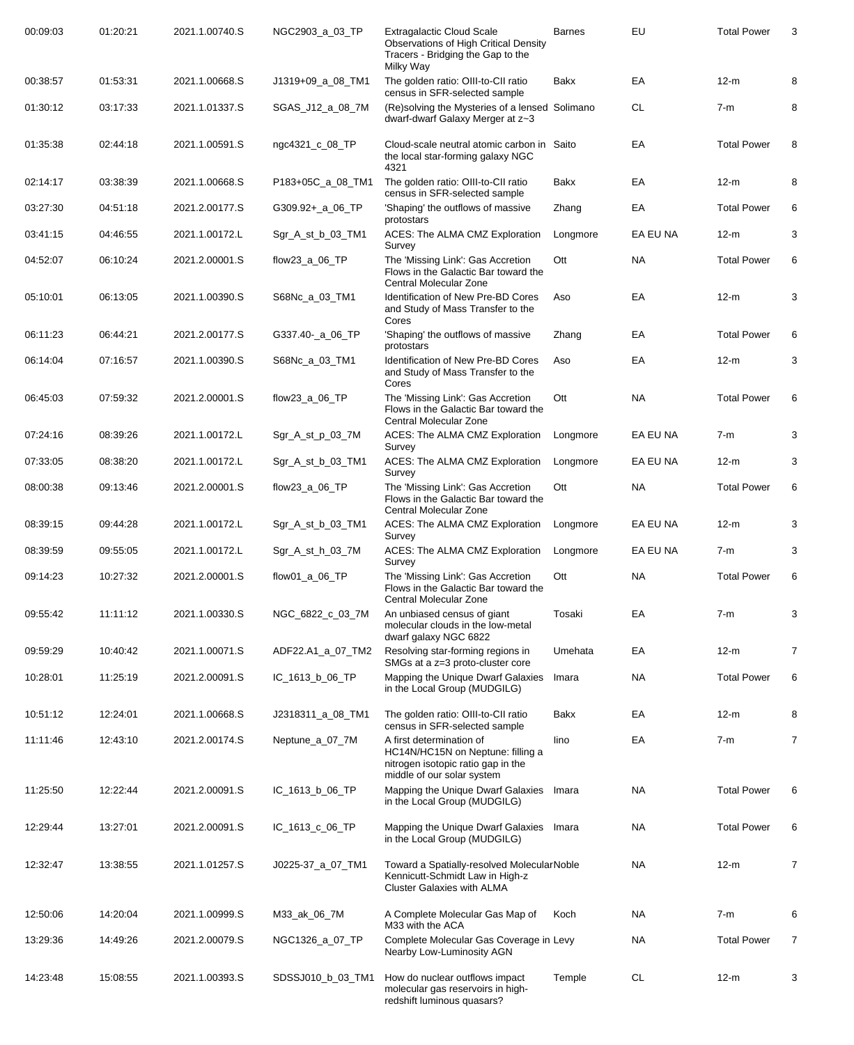| | | | | | | | | |
|---|---|---|---|---|---|---|---|---|
| 00:09:03 | 01:20:21 | 2021.1.00740.S | NGC2903_a_03_TP | Extragalactic Cloud Scale Observations of High Critical Density Tracers - Bridging the Gap to the Milky Way | Barnes | EU | Total Power | 3 |
| 00:38:57 | 01:53:31 | 2021.1.00668.S | J1319+09_a_08_TM1 | The golden ratio: OIII-to-CII ratio census in SFR-selected sample | Bakx | EA | 12-m | 8 |
| 01:30:12 | 03:17:33 | 2021.1.01337.S | SGAS_J12_a_08_7M | (Re)solving the Mysteries of a lensed dwarf-dwarf Galaxy Merger at z~3 | Solimano | CL | 7-m | 8 |
| 01:35:38 | 02:44:18 | 2021.1.00591.S | ngc4321_c_08_TP | Cloud-scale neutral atomic carbon in the local star-forming galaxy NGC 4321 | Saito | EA | Total Power | 8 |
| 02:14:17 | 03:38:39 | 2021.1.00668.S | P183+05C_a_08_TM1 | The golden ratio: OIII-to-CII ratio census in SFR-selected sample | Bakx | EA | 12-m | 8 |
| 03:27:30 | 04:51:18 | 2021.2.00177.S | G309.92+_a_06_TP | 'Shaping' the outflows of massive protostars | Zhang | EA | Total Power | 6 |
| 03:41:15 | 04:46:55 | 2021.1.00172.L | Sgr_A_st_b_03_TM1 | ACES: The ALMA CMZ Exploration Survey | Longmore | EA EU NA | 12-m | 3 |
| 04:52:07 | 06:10:24 | 2021.2.00001.S | flow23_a_06_TP | The 'Missing Link': Gas Accretion Flows in the Galactic Bar toward the Central Molecular Zone | Ott | NA | Total Power | 6 |
| 05:10:01 | 06:13:05 | 2021.1.00390.S | S68Nc_a_03_TM1 | Identification of New Pre-BD Cores and Study of Mass Transfer to the Cores | Aso | EA | 12-m | 3 |
| 06:11:23 | 06:44:21 | 2021.2.00177.S | G337.40-_a_06_TP | 'Shaping' the outflows of massive protostars | Zhang | EA | Total Power | 6 |
| 06:14:04 | 07:16:57 | 2021.1.00390.S | S68Nc_a_03_TM1 | Identification of New Pre-BD Cores and Study of Mass Transfer to the Cores | Aso | EA | 12-m | 3 |
| 06:45:03 | 07:59:32 | 2021.2.00001.S | flow23_a_06_TP | The 'Missing Link': Gas Accretion Flows in the Galactic Bar toward the Central Molecular Zone | Ott | NA | Total Power | 6 |
| 07:24:16 | 08:39:26 | 2021.1.00172.L | Sgr_A_st_p_03_7M | ACES: The ALMA CMZ Exploration Survey | Longmore | EA EU NA | 7-m | 3 |
| 07:33:05 | 08:38:20 | 2021.1.00172.L | Sgr_A_st_b_03_TM1 | ACES: The ALMA CMZ Exploration Survey | Longmore | EA EU NA | 12-m | 3 |
| 08:00:38 | 09:13:46 | 2021.2.00001.S | flow23_a_06_TP | The 'Missing Link': Gas Accretion Flows in the Galactic Bar toward the Central Molecular Zone | Ott | NA | Total Power | 6 |
| 08:39:15 | 09:44:28 | 2021.1.00172.L | Sgr_A_st_b_03_TM1 | ACES: The ALMA CMZ Exploration Survey | Longmore | EA EU NA | 12-m | 3 |
| 08:39:59 | 09:55:05 | 2021.1.00172.L | Sgr_A_st_h_03_7M | ACES: The ALMA CMZ Exploration Survey | Longmore | EA EU NA | 7-m | 3 |
| 09:14:23 | 10:27:32 | 2021.2.00001.S | flow01_a_06_TP | The 'Missing Link': Gas Accretion Flows in the Galactic Bar toward the Central Molecular Zone | Ott | NA | Total Power | 6 |
| 09:55:42 | 11:11:12 | 2021.1.00330.S | NGC_6822_c_03_7M | An unbiased census of giant molecular clouds in the low-metal dwarf galaxy NGC 6822 | Tosaki | EA | 7-m | 3 |
| 09:59:29 | 10:40:42 | 2021.1.00071.S | ADF22.A1_a_07_TM2 | Resolving star-forming regions in SMGs at a z=3 proto-cluster core | Umehata | EA | 12-m | 7 |
| 10:28:01 | 11:25:19 | 2021.2.00091.S | IC_1613_b_06_TP | Mapping the Unique Dwarf Galaxies in the Local Group (MUDGILG) | Imara | NA | Total Power | 6 |
| 10:51:12 | 12:24:01 | 2021.1.00668.S | J2318311_a_08_TM1 | The golden ratio: OIII-to-CII ratio census in SFR-selected sample | Bakx | EA | 12-m | 8 |
| 11:11:46 | 12:43:10 | 2021.2.00174.S | Neptune_a_07_7M | A first determination of HC14N/HC15N on Neptune: filling a nitrogen isotopic ratio gap in the middle of our solar system | Iino | EA | 7-m | 7 |
| 11:25:50 | 12:22:44 | 2021.2.00091.S | IC_1613_b_06_TP | Mapping the Unique Dwarf Galaxies in the Local Group (MUDGILG) | Imara | NA | Total Power | 6 |
| 12:29:44 | 13:27:01 | 2021.2.00091.S | IC_1613_c_06_TP | Mapping the Unique Dwarf Galaxies in the Local Group (MUDGILG) | Imara | NA | Total Power | 6 |
| 12:32:47 | 13:38:55 | 2021.1.01257.S | J0225-37_a_07_TM1 | Toward a Spatially-resolved Molecular Kennicutt-Schmidt Law in High-z Cluster Galaxies with ALMA | Noble | NA | 12-m | 7 |
| 12:50:06 | 14:20:04 | 2021.1.00999.S | M33_ak_06_7M | A Complete Molecular Gas Map of M33 with the ACA | Koch | NA | 7-m | 6 |
| 13:29:36 | 14:49:26 | 2021.2.00079.S | NGC1326_a_07_TP | Complete Molecular Gas Coverage in Nearby Low-Luminosity AGN | Levy | NA | Total Power | 7 |
| 14:23:48 | 15:08:55 | 2021.1.00393.S | SDSSJ010_b_03_TM1 | How do nuclear outflows impact molecular gas reservoirs in high-redshift luminous quasars? | Temple | CL | 12-m | 3 |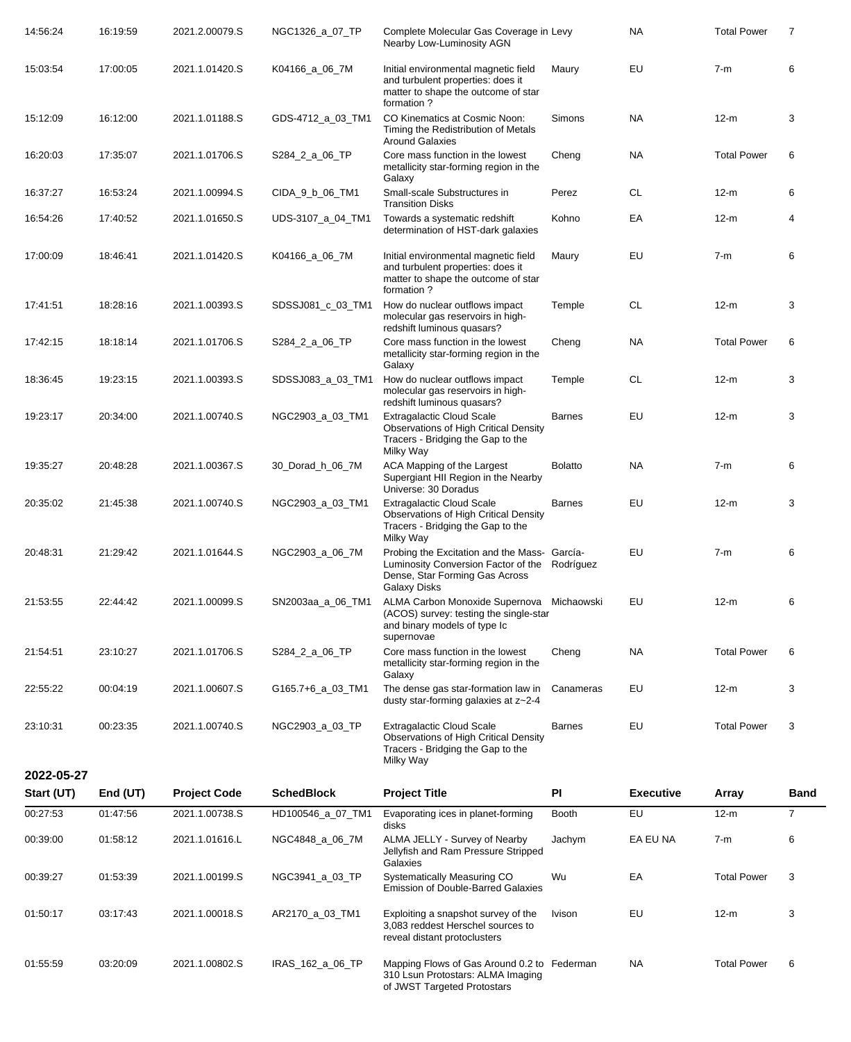| Start (UT) | End (UT) | Project Code | SchedBlock | Project Title | PI | Executive | Array | Band |
|---|---|---|---|---|---|---|---|---|
| 14:56:24 | 16:19:59 | 2021.2.00079.S | NGC1326_a_07_TP | Complete Molecular Gas Coverage in Nearby Low-Luminosity AGN | Levy | NA | Total Power | 7 |
| 15:03:54 | 17:00:05 | 2021.1.01420.S | K04166_a_06_7M | Initial environmental magnetic field and turbulent properties: does it matter to shape the outcome of star formation ? | Maury | EU | 7-m | 6 |
| 15:12:09 | 16:12:00 | 2021.1.01188.S | GDS-4712_a_03_TM1 | CO Kinematics at Cosmic Noon: Timing the Redistribution of Metals Around Galaxies | Simons | NA | 12-m | 3 |
| 16:20:03 | 17:35:07 | 2021.1.01706.S | S284_2_a_06_TP | Core mass function in the lowest metallicity star-forming region in the Galaxy | Cheng | NA | Total Power | 6 |
| 16:37:27 | 16:53:24 | 2021.1.00994.S | CIDA_9_b_06_TM1 | Small-scale Substructures in Transition Disks | Perez | CL | 12-m | 6 |
| 16:54:26 | 17:40:52 | 2021.1.01650.S | UDS-3107_a_04_TM1 | Towards a systematic redshift determination of HST-dark galaxies | Kohno | EA | 12-m | 4 |
| 17:00:09 | 18:46:41 | 2021.1.01420.S | K04166_a_06_7M | Initial environmental magnetic field and turbulent properties: does it matter to shape the outcome of star formation ? | Maury | EU | 7-m | 6 |
| 17:41:51 | 18:28:16 | 2021.1.00393.S | SDSSJ081_c_03_TM1 | How do nuclear outflows impact molecular gas reservoirs in high-redshift luminous quasars? | Temple | CL | 12-m | 3 |
| 17:42:15 | 18:18:14 | 2021.1.01706.S | S284_2_a_06_TP | Core mass function in the lowest metallicity star-forming region in the Galaxy | Cheng | NA | Total Power | 6 |
| 18:36:45 | 19:23:15 | 2021.1.00393.S | SDSSJ083_a_03_TM1 | How do nuclear outflows impact molecular gas reservoirs in high-redshift luminous quasars? | Temple | CL | 12-m | 3 |
| 19:23:17 | 20:34:00 | 2021.1.00740.S | NGC2903_a_03_TM1 | Extragalactic Cloud Scale Observations of High Critical Density Tracers - Bridging the Gap to the Milky Way | Barnes | EU | 12-m | 3 |
| 19:35:27 | 20:48:28 | 2021.1.00367.S | 30_Dorad_h_06_7M | ACA Mapping of the Largest Supergiant HII Region in the Nearby Universe: 30 Doradus | Bolatto | NA | 7-m | 6 |
| 20:35:02 | 21:45:38 | 2021.1.00740.S | NGC2903_a_03_TM1 | Extragalactic Cloud Scale Observations of High Critical Density Tracers - Bridging the Gap to the Milky Way | Barnes | EU | 12-m | 3 |
| 20:48:31 | 21:29:42 | 2021.1.01644.S | NGC2903_a_06_7M | Probing the Excitation and the Mass-Luminosity Conversion Factor of the Dense, Star Forming Gas Across Galaxy Disks | García-Rodríguez | EU | 7-m | 6 |
| 21:53:55 | 22:44:42 | 2021.1.00099.S | SN2003aa_a_06_TM1 | ALMA Carbon Monoxide Supernova (ACOS) survey: testing the single-star and binary models of type Ic supernovae | Michaowski | EU | 12-m | 6 |
| 21:54:51 | 23:10:27 | 2021.1.01706.S | S284_2_a_06_TP | Core mass function in the lowest metallicity star-forming region in the Galaxy | Cheng | NA | Total Power | 6 |
| 22:55:22 | 00:04:19 | 2021.1.00607.S | G165.7+6_a_03_TM1 | The dense gas star-formation law in dusty star-forming galaxies at z~2-4 | Canameras | EU | 12-m | 3 |
| 23:10:31 | 00:23:35 | 2021.1.00740.S | NGC2903_a_03_TP | Extragalactic Cloud Scale Observations of High Critical Density Tracers - Bridging the Gap to the Milky Way | Barnes | EU | Total Power | 3 |

**2022-05-27**

| Start (UT) | End (UT) | Project Code | SchedBlock | Project Title | PI | Executive | Array | Band |
|---|---|---|---|---|---|---|---|---|
| 00:27:53 | 01:47:56 | 2021.1.00738.S | HD100546_a_07_TM1 | Evaporating ices in planet-forming disks | Booth | EU | 12-m | 7 |
| 00:39:00 | 01:58:12 | 2021.1.01616.L | NGC4848_a_06_7M | ALMA JELLY - Survey of Nearby Jellyfish and Ram Pressure Stripped Galaxies | Jachym | EA EU NA | 7-m | 6 |
| 00:39:27 | 01:53:39 | 2021.1.00199.S | NGC3941_a_03_TP | Systematically Measuring CO Emission of Double-Barred Galaxies | Wu | EA | Total Power | 3 |
| 01:50:17 | 03:17:43 | 2021.1.00018.S | AR2170_a_03_TM1 | Exploiting a snapshot survey of the 3,083 reddest Herschel sources to reveal distant protoclusters | Ivison | EU | 12-m | 3 |
| 01:55:59 | 03:20:09 | 2021.1.00802.S | IRAS_162_a_06_TP | Mapping Flows of Gas Around 0.2 to 310 Lsun Protostars: ALMA Imaging of JWST Targeted Protostars | Federman | NA | Total Power | 6 |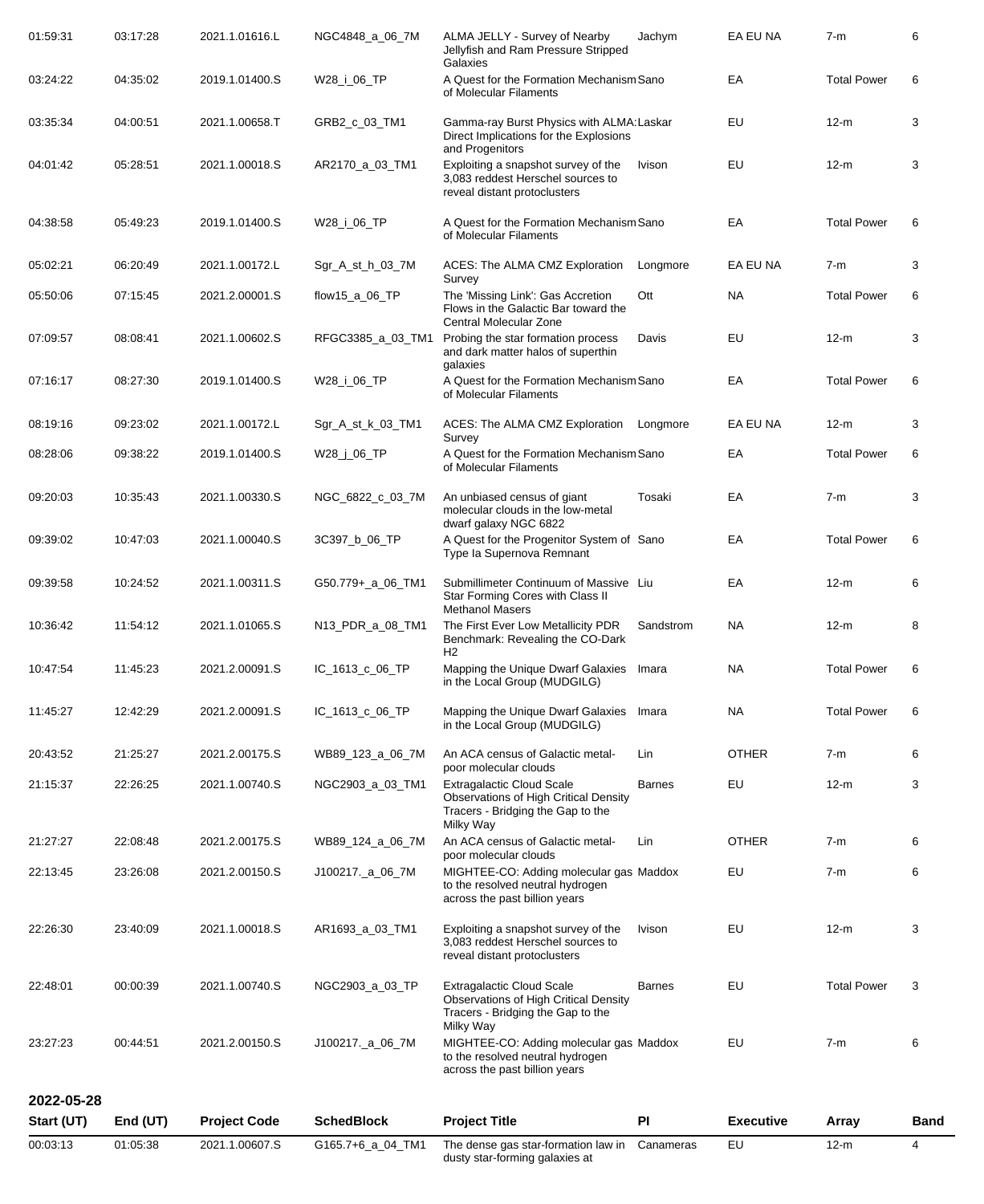| Start (UT) | End (UT) | Project Code | SchedBlock | Project Title | PI | Executive | Array | Band |
|---|---|---|---|---|---|---|---|---|
| 01:59:31 | 03:17:28 | 2021.1.01616.L | NGC4848_a_06_7M | ALMA JELLY - Survey of Nearby Jellyfish and Ram Pressure Stripped Galaxies | Jachym | EA EU NA | 7-m | 6 |
| 03:24:22 | 04:35:02 | 2019.1.01400.S | W28_i_06_TP | A Quest for the Formation Mechanism of Molecular Filaments | Sano | EA | Total Power | 6 |
| 03:35:34 | 04:00:51 | 2021.1.00658.T | GRB2_c_03_TM1 | Gamma-ray Burst Physics with ALMA: Direct Implications for the Explosions and Progenitors | Laskar | EU | 12-m | 3 |
| 04:01:42 | 05:28:51 | 2021.1.00018.S | AR2170_a_03_TM1 | Exploiting a snapshot survey of the 3,083 reddest Herschel sources to reveal distant protoclusters | Ivison | EU | 12-m | 3 |
| 04:38:58 | 05:49:23 | 2019.1.01400.S | W28_i_06_TP | A Quest for the Formation Mechanism of Molecular Filaments | Sano | EA | Total Power | 6 |
| 05:02:21 | 06:20:49 | 2021.1.00172.L | Sgr_A_st_h_03_7M | ACES: The ALMA CMZ Exploration Survey | Longmore | EA EU NA | 7-m | 3 |
| 05:50:06 | 07:15:45 | 2021.2.00001.S | flow15_a_06_TP | The 'Missing Link': Gas Accretion Flows in the Galactic Bar toward the Central Molecular Zone | Ott | NA | Total Power | 6 |
| 07:09:57 | 08:08:41 | 2021.1.00602.S | RFGC3385_a_03_TM1 | Probing the star formation process and dark matter halos of superthin galaxies | Davis | EU | 12-m | 3 |
| 07:16:17 | 08:27:30 | 2019.1.01400.S | W28_i_06_TP | A Quest for the Formation Mechanism of Molecular Filaments | Sano | EA | Total Power | 6 |
| 08:19:16 | 09:23:02 | 2021.1.00172.L | Sgr_A_st_k_03_TM1 | ACES: The ALMA CMZ Exploration Survey | Longmore | EA EU NA | 12-m | 3 |
| 08:28:06 | 09:38:22 | 2019.1.01400.S | W28_j_06_TP | A Quest for the Formation Mechanism of Molecular Filaments | Sano | EA | Total Power | 6 |
| 09:20:03 | 10:35:43 | 2021.1.00330.S | NGC_6822_c_03_7M | An unbiased census of giant molecular clouds in the low-metal dwarf galaxy NGC 6822 | Tosaki | EA | 7-m | 3 |
| 09:39:02 | 10:47:03 | 2021.1.00040.S | 3C397_b_06_TP | A Quest for the Progenitor System of Type Ia Supernova Remnant | Sano | EA | Total Power | 6 |
| 09:39:58 | 10:24:52 | 2021.1.00311.S | G50.779+_a_06_TM1 | Submillimeter Continuum of Massive Star Forming Cores with Class II Methanol Masers | Liu | EA | 12-m | 6 |
| 10:36:42 | 11:54:12 | 2021.1.01065.S | N13_PDR_a_08_TM1 | The First Ever Low Metallicity PDR Benchmark: Revealing the CO-Dark H2 | Sandstrom | NA | 12-m | 8 |
| 10:47:54 | 11:45:23 | 2021.2.00091.S | IC_1613_c_06_TP | Mapping the Unique Dwarf Galaxies in the Local Group (MUDGILG) | Imara | NA | Total Power | 6 |
| 11:45:27 | 12:42:29 | 2021.2.00091.S | IC_1613_c_06_TP | Mapping the Unique Dwarf Galaxies in the Local Group (MUDGILG) | Imara | NA | Total Power | 6 |
| 20:43:52 | 21:25:27 | 2021.2.00175.S | WB89_123_a_06_7M | An ACA census of Galactic metal-poor molecular clouds | Lin | OTHER | 7-m | 6 |
| 21:15:37 | 22:26:25 | 2021.1.00740.S | NGC2903_a_03_TM1 | Extragalactic Cloud Scale Observations of High Critical Density Tracers - Bridging the Gap to the Milky Way | Barnes | EU | 12-m | 3 |
| 21:27:27 | 22:08:48 | 2021.2.00175.S | WB89_124_a_06_7M | An ACA census of Galactic metal-poor molecular clouds | Lin | OTHER | 7-m | 6 |
| 22:13:45 | 23:26:08 | 2021.2.00150.S | J100217._a_06_7M | MIGHTEE-CO: Adding molecular gas to the resolved neutral hydrogen across the past billion years | Maddox | EU | 7-m | 6 |
| 22:26:30 | 23:40:09 | 2021.1.00018.S | AR1693_a_03_TM1 | Exploiting a snapshot survey of the 3,083 reddest Herschel sources to reveal distant protoclusters | Ivison | EU | 12-m | 3 |
| 22:48:01 | 00:00:39 | 2021.1.00740.S | NGC2903_a_03_TP | Extragalactic Cloud Scale Observations of High Critical Density Tracers - Bridging the Gap to the Milky Way | Barnes | EU | Total Power | 3 |
| 23:27:23 | 00:44:51 | 2021.2.00150.S | J100217._a_06_7M | MIGHTEE-CO: Adding molecular gas to the resolved neutral hydrogen across the past billion years | Maddox | EU | 7-m | 6 |

## 2022-05-28

| Start (UT) | End (UT) | Project Code | SchedBlock | Project Title | PI | Executive | Array | Band |
|---|---|---|---|---|---|---|---|---|
| 00:03:13 | 01:05:38 | 2021.1.00607.S | G165.7+6_a_04_TM1 | The dense gas star-formation law in dusty star-forming galaxies at | Canameras | EU | 12-m | 4 |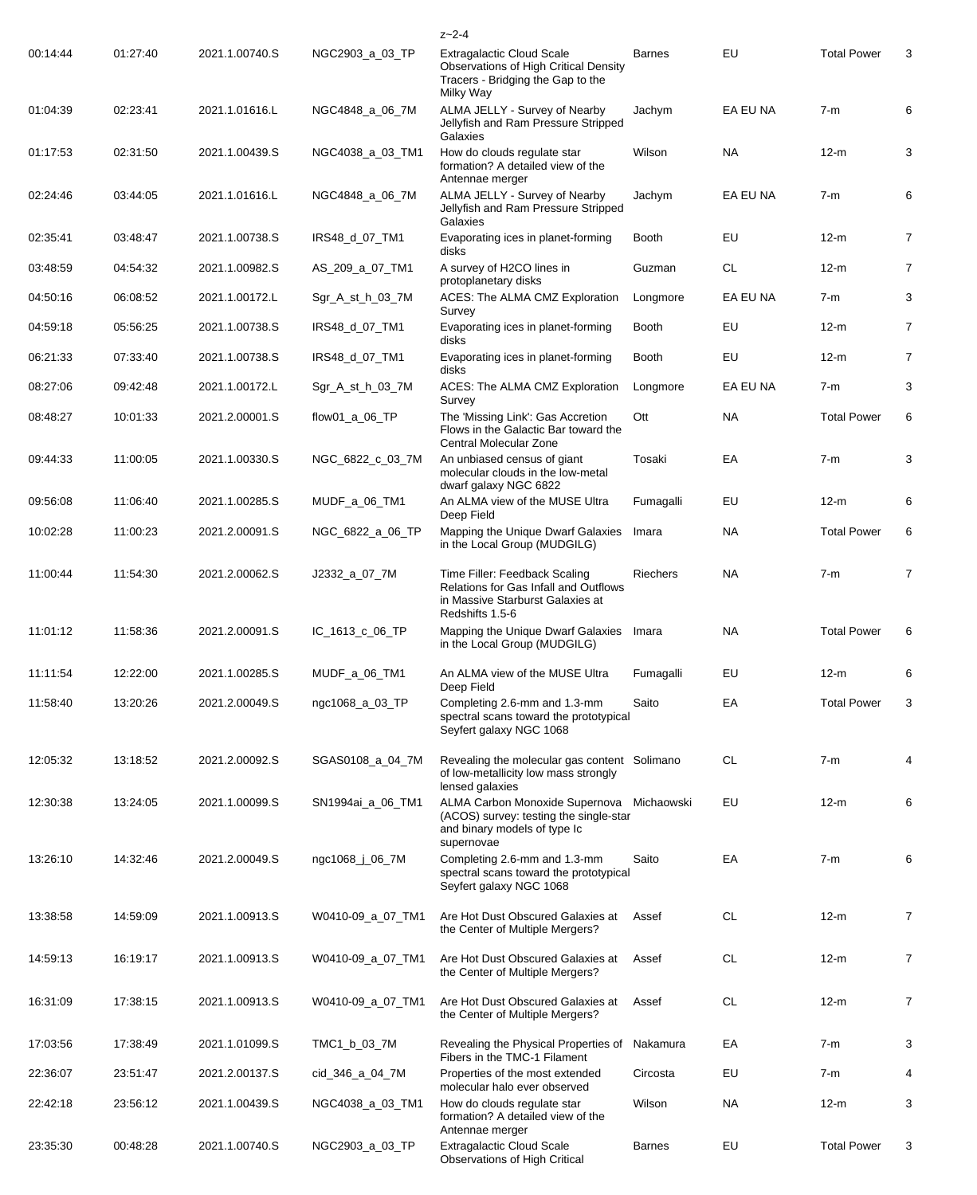| | | | | z~2-4 | | | | |
|---|---|---|---|---|---|---|---|---|
| 00:14:44 | 01:27:40 | 2021.1.00740.S | NGC2903_a_03_TP | Extragalactic Cloud Scale Observations of High Critical Density Tracers - Bridging the Gap to the Milky Way | Barnes | EU | Total Power | 3 |
| 01:04:39 | 02:23:41 | 2021.1.01616.L | NGC4848_a_06_7M | ALMA JELLY - Survey of Nearby Jellyfish and Ram Pressure Stripped Galaxies | Jachym | EA EU NA | 7-m | 6 |
| 01:17:53 | 02:31:50 | 2021.1.00439.S | NGC4038_a_03_TM1 | How do clouds regulate star formation? A detailed view of the Antennae merger | Wilson | NA | 12-m | 3 |
| 02:24:46 | 03:44:05 | 2021.1.01616.L | NGC4848_a_06_7M | ALMA JELLY - Survey of Nearby Jellyfish and Ram Pressure Stripped Galaxies | Jachym | EA EU NA | 7-m | 6 |
| 02:35:41 | 03:48:47 | 2021.1.00738.S | IRS48_d_07_TM1 | Evaporating ices in planet-forming disks | Booth | EU | 12-m | 7 |
| 03:48:59 | 04:54:32 | 2021.1.00982.S | AS_209_a_07_TM1 | A survey of H2CO lines in protoplanetary disks | Guzman | CL | 12-m | 7 |
| 04:50:16 | 06:08:52 | 2021.1.00172.L | Sgr_A_st_h_03_7M | ACES: The ALMA CMZ Exploration Survey | Longmore | EA EU NA | 7-m | 3 |
| 04:59:18 | 05:56:25 | 2021.1.00738.S | IRS48_d_07_TM1 | Evaporating ices in planet-forming disks | Booth | EU | 12-m | 7 |
| 06:21:33 | 07:33:40 | 2021.1.00738.S | IRS48_d_07_TM1 | Evaporating ices in planet-forming disks | Booth | EU | 12-m | 7 |
| 08:27:06 | 09:42:48 | 2021.1.00172.L | Sgr_A_st_h_03_7M | ACES: The ALMA CMZ Exploration Survey | Longmore | EA EU NA | 7-m | 3 |
| 08:48:27 | 10:01:33 | 2021.2.00001.S | flow01_a_06_TP | The 'Missing Link': Gas Accretion Flows in the Galactic Bar toward the Central Molecular Zone | Ott | NA | Total Power | 6 |
| 09:44:33 | 11:00:05 | 2021.1.00330.S | NGC_6822_c_03_7M | An unbiased census of giant molecular clouds in the low-metal dwarf galaxy NGC 6822 | Tosaki | EA | 7-m | 3 |
| 09:56:08 | 11:06:40 | 2021.1.00285.S | MUDF_a_06_TM1 | An ALMA view of the MUSE Ultra Deep Field | Fumagalli | EU | 12-m | 6 |
| 10:02:28 | 11:00:23 | 2021.2.00091.S | NGC_6822_a_06_TP | Mapping the Unique Dwarf Galaxies in the Local Group (MUDGILG) | Imara | NA | Total Power | 6 |
| 11:00:44 | 11:54:30 | 2021.2.00062.S | J2332_a_07_7M | Time Filler: Feedback Scaling Relations for Gas Infall and Outflows in Massive Starburst Galaxies at Redshifts 1.5-6 | Riechers | NA | 7-m | 7 |
| 11:01:12 | 11:58:36 | 2021.2.00091.S | IC_1613_c_06_TP | Mapping the Unique Dwarf Galaxies in the Local Group (MUDGILG) | Imara | NA | Total Power | 6 |
| 11:11:54 | 12:22:00 | 2021.1.00285.S | MUDF_a_06_TM1 | An ALMA view of the MUSE Ultra Deep Field | Fumagalli | EU | 12-m | 6 |
| 11:58:40 | 13:20:26 | 2021.2.00049.S | ngc1068_a_03_TP | Completing 2.6-mm and 1.3-mm spectral scans toward the prototypical Seyfert galaxy NGC 1068 | Saito | EA | Total Power | 3 |
| 12:05:32 | 13:18:52 | 2021.2.00092.S | SGAS0108_a_04_7M | Revealing the molecular gas content of low-metallicity low mass strongly lensed galaxies | Solimano | CL | 7-m | 4 |
| 12:30:38 | 13:24:05 | 2021.1.00099.S | SN1994ai_a_06_TM1 | ALMA Carbon Monoxide Supernova (ACOS) survey: testing the single-star and binary models of type Ic supernovae | Michaowski | EU | 12-m | 6 |
| 13:26:10 | 14:32:46 | 2021.2.00049.S | ngc1068_j_06_7M | Completing 2.6-mm and 1.3-mm spectral scans toward the prototypical Seyfert galaxy NGC 1068 | Saito | EA | 7-m | 6 |
| 13:38:58 | 14:59:09 | 2021.1.00913.S | W0410-09_a_07_TM1 | Are Hot Dust Obscured Galaxies at the Center of Multiple Mergers? | Assef | CL | 12-m | 7 |
| 14:59:13 | 16:19:17 | 2021.1.00913.S | W0410-09_a_07_TM1 | Are Hot Dust Obscured Galaxies at the Center of Multiple Mergers? | Assef | CL | 12-m | 7 |
| 16:31:09 | 17:38:15 | 2021.1.00913.S | W0410-09_a_07_TM1 | Are Hot Dust Obscured Galaxies at the Center of Multiple Mergers? | Assef | CL | 12-m | 7 |
| 17:03:56 | 17:38:49 | 2021.1.01099.S | TMC1_b_03_7M | Revealing the Physical Properties of Fibers in the TMC-1 Filament | Nakamura | EA | 7-m | 3 |
| 22:36:07 | 23:51:47 | 2021.2.00137.S | cid_346_a_04_7M | Properties of the most extended molecular halo ever observed | Circosta | EU | 7-m | 4 |
| 22:42:18 | 23:56:12 | 2021.1.00439.S | NGC4038_a_03_TM1 | How do clouds regulate star formation? A detailed view of the Antennae merger | Wilson | NA | 12-m | 3 |
| 23:35:30 | 00:48:28 | 2021.1.00740.S | NGC2903_a_03_TP | Extragalactic Cloud Scale Observations of High Critical | Barnes | EU | Total Power | 3 |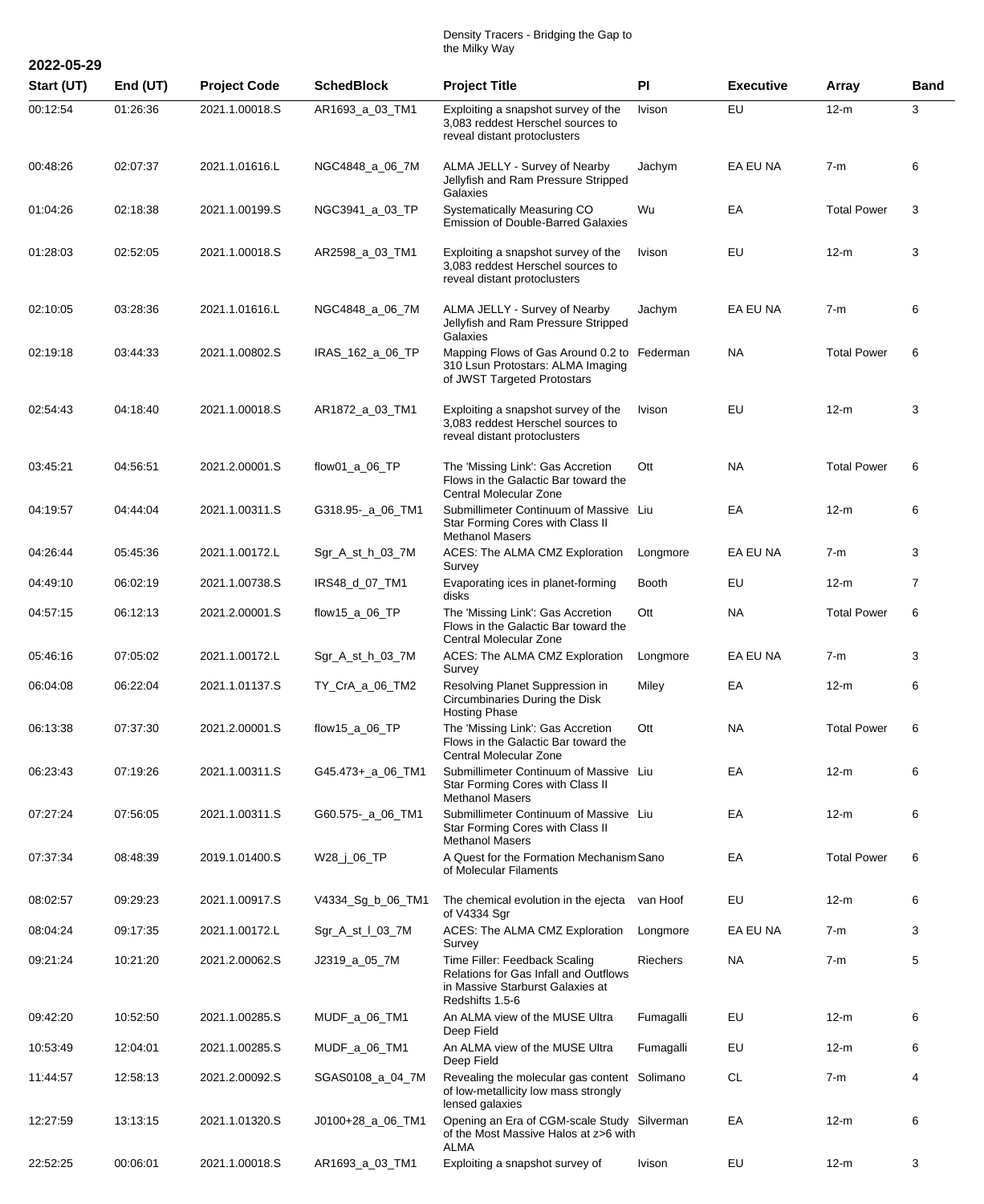Density Tracers - Bridging the Gap to the Milky Way

**2022-05-29**

| Start (UT) | End (UT) | Project Code | SchedBlock | Project Title | PI | Executive | Array | Band |
|---|---|---|---|---|---|---|---|---|
| 00:12:54 | 01:26:36 | 2021.1.00018.S | AR1693_a_03_TM1 | Exploiting a snapshot survey of the 3,083 reddest Herschel sources to reveal distant protoclusters | Ivison | EU | 12-m | 3 |
| 00:48:26 | 02:07:37 | 2021.1.01616.L | NGC4848_a_06_7M | ALMA JELLY - Survey of Nearby Jellyfish and Ram Pressure Stripped Galaxies | Jachym | EA EU NA | 7-m | 6 |
| 01:04:26 | 02:18:38 | 2021.1.00199.S | NGC3941_a_03_TP | Systematically Measuring CO Emission of Double-Barred Galaxies | Wu | EA | Total Power | 3 |
| 01:28:03 | 02:52:05 | 2021.1.00018.S | AR2598_a_03_TM1 | Exploiting a snapshot survey of the 3,083 reddest Herschel sources to reveal distant protoclusters | Ivison | EU | 12-m | 3 |
| 02:10:05 | 03:28:36 | 2021.1.01616.L | NGC4848_a_06_7M | ALMA JELLY - Survey of Nearby Jellyfish and Ram Pressure Stripped Galaxies | Jachym | EA EU NA | 7-m | 6 |
| 02:19:18 | 03:44:33 | 2021.1.00802.S | IRAS_162_a_06_TP | Mapping Flows of Gas Around 0.2 to 310 Lsun Protostars: ALMA Imaging of JWST Targeted Protostars | Federman | NA | Total Power | 6 |
| 02:54:43 | 04:18:40 | 2021.1.00018.S | AR1872_a_03_TM1 | Exploiting a snapshot survey of the 3,083 reddest Herschel sources to reveal distant protoclusters | Ivison | EU | 12-m | 3 |
| 03:45:21 | 04:56:51 | 2021.2.00001.S | flow01_a_06_TP | The 'Missing Link': Gas Accretion Flows in the Galactic Bar toward the Central Molecular Zone | Ott | NA | Total Power | 6 |
| 04:19:57 | 04:44:04 | 2021.1.00311.S | G318.95-_a_06_TM1 | Submillimeter Continuum of Massive Star Forming Cores with Class II Methanol Masers | Liu | EA | 12-m | 6 |
| 04:26:44 | 05:45:36 | 2021.1.00172.L | Sgr_A_st_h_03_7M | ACES: The ALMA CMZ Exploration Survey | Longmore | EA EU NA | 7-m | 3 |
| 04:49:10 | 06:02:19 | 2021.1.00738.S | IRS48_d_07_TM1 | Evaporating ices in planet-forming disks | Booth | EU | 12-m | 7 |
| 04:57:15 | 06:12:13 | 2021.2.00001.S | flow15_a_06_TP | The 'Missing Link': Gas Accretion Flows in the Galactic Bar toward the Central Molecular Zone | Ott | NA | Total Power | 6 |
| 05:46:16 | 07:05:02 | 2021.1.00172.L | Sgr_A_st_h_03_7M | ACES: The ALMA CMZ Exploration Survey | Longmore | EA EU NA | 7-m | 3 |
| 06:04:08 | 06:22:04 | 2021.1.01137.S | TY_CrA_a_06_TM2 | Resolving Planet Suppression in Circumbinaries During the Disk Hosting Phase | Miley | EA | 12-m | 6 |
| 06:13:38 | 07:37:30 | 2021.2.00001.S | flow15_a_06_TP | The 'Missing Link': Gas Accretion Flows in the Galactic Bar toward the Central Molecular Zone | Ott | NA | Total Power | 6 |
| 06:23:43 | 07:19:26 | 2021.1.00311.S | G45.473+_a_06_TM1 | Submillimeter Continuum of Massive Star Forming Cores with Class II Methanol Masers | Liu | EA | 12-m | 6 |
| 07:27:24 | 07:56:05 | 2021.1.00311.S | G60.575-_a_06_TM1 | Submillimeter Continuum of Massive Star Forming Cores with Class II Methanol Masers | Liu | EA | 12-m | 6 |
| 07:37:34 | 08:48:39 | 2019.1.01400.S | W28_j_06_TP | A Quest for the Formation Mechanism of Molecular Filaments | Sano | EA | Total Power | 6 |
| 08:02:57 | 09:29:23 | 2021.1.00917.S | V4334_Sg_b_06_TM1 | The chemical evolution in the ejecta of V4334 Sgr | van Hoof | EU | 12-m | 6 |
| 08:04:24 | 09:17:35 | 2021.1.00172.L | Sgr_A_st_l_03_7M | ACES: The ALMA CMZ Exploration Survey | Longmore | EA EU NA | 7-m | 3 |
| 09:21:24 | 10:21:20 | 2021.2.00062.S | J2319_a_05_7M | Time Filler: Feedback Scaling Relations for Gas Infall and Outflows in Massive Starburst Galaxies at Redshifts 1.5-6 | Riechers | NA | 7-m | 5 |
| 09:42:20 | 10:52:50 | 2021.1.00285.S | MUDF_a_06_TM1 | An ALMA view of the MUSE Ultra Deep Field | Fumagalli | EU | 12-m | 6 |
| 10:53:49 | 12:04:01 | 2021.1.00285.S | MUDF_a_06_TM1 | An ALMA view of the MUSE Ultra Deep Field | Fumagalli | EU | 12-m | 6 |
| 11:44:57 | 12:58:13 | 2021.2.00092.S | SGAS0108_a_04_7M | Revealing the molecular gas content of low-metallicity low mass strongly lensed galaxies | Solimano | CL | 7-m | 4 |
| 12:27:59 | 13:13:15 | 2021.1.01320.S | J0100+28_a_06_TM1 | Opening an Era of CGM-scale Study of the Most Massive Halos at z>6 with ALMA | Silverman | EA | 12-m | 6 |
| 22:52:25 | 00:06:01 | 2021.1.00018.S | AR1693_a_03_TM1 | Exploiting a snapshot survey of | Ivison | EU | 12-m | 3 |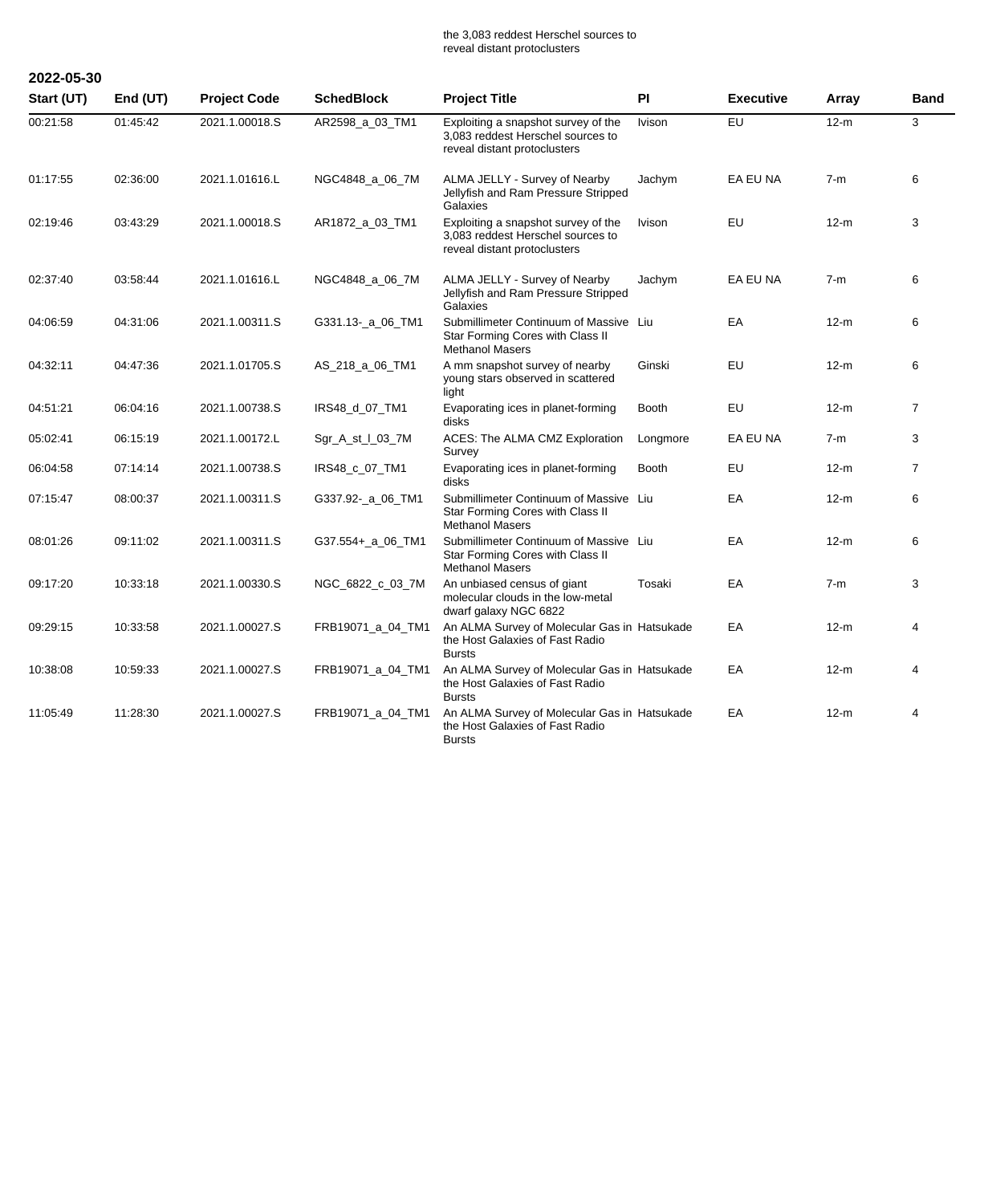the 3,083 reddest Herschel sources to reveal distant protoclusters

**2022-05-30**

| Start (UT) | End (UT) | Project Code | SchedBlock | Project Title | PI | Executive | Array | Band |
|---|---|---|---|---|---|---|---|---|
| 00:21:58 | 01:45:42 | 2021.1.00018.S | AR2598_a_03_TM1 | Exploiting a snapshot survey of the 3,083 reddest Herschel sources to reveal distant protoclusters | Ivison | EU | 12-m | 3 |
| 01:17:55 | 02:36:00 | 2021.1.01616.L | NGC4848_a_06_7M | ALMA JELLY - Survey of Nearby Jellyfish and Ram Pressure Stripped Galaxies | Jachym | EA EU NA | 7-m | 6 |
| 02:19:46 | 03:43:29 | 2021.1.00018.S | AR1872_a_03_TM1 | Exploiting a snapshot survey of the 3,083 reddest Herschel sources to reveal distant protoclusters | Ivison | EU | 12-m | 3 |
| 02:37:40 | 03:58:44 | 2021.1.01616.L | NGC4848_a_06_7M | ALMA JELLY - Survey of Nearby Jellyfish and Ram Pressure Stripped Galaxies | Jachym | EA EU NA | 7-m | 6 |
| 04:06:59 | 04:31:06 | 2021.1.00311.S | G331.13-_a_06_TM1 | Submillimeter Continuum of Massive Star Forming Cores with Class II Methanol Masers | Liu | EA | 12-m | 6 |
| 04:32:11 | 04:47:36 | 2021.1.01705.S | AS_218_a_06_TM1 | A mm snapshot survey of nearby young stars observed in scattered light | Ginski | EU | 12-m | 6 |
| 04:51:21 | 06:04:16 | 2021.1.00738.S | IRS48_d_07_TM1 | Evaporating ices in planet-forming disks | Booth | EU | 12-m | 7 |
| 05:02:41 | 06:15:19 | 2021.1.00172.L | Sgr_A_st_l_03_7M | ACES: The ALMA CMZ Exploration Survey | Longmore | EA EU NA | 7-m | 3 |
| 06:04:58 | 07:14:14 | 2021.1.00738.S | IRS48_c_07_TM1 | Evaporating ices in planet-forming disks | Booth | EU | 12-m | 7 |
| 07:15:47 | 08:00:37 | 2021.1.00311.S | G337.92-_a_06_TM1 | Submillimeter Continuum of Massive Star Forming Cores with Class II Methanol Masers | Liu | EA | 12-m | 6 |
| 08:01:26 | 09:11:02 | 2021.1.00311.S | G37.554+_a_06_TM1 | Submillimeter Continuum of Massive Star Forming Cores with Class II Methanol Masers | Liu | EA | 12-m | 6 |
| 09:17:20 | 10:33:18 | 2021.1.00330.S | NGC_6822_c_03_7M | An unbiased census of giant molecular clouds in the low-metal dwarf galaxy NGC 6822 | Tosaki | EA | 7-m | 3 |
| 09:29:15 | 10:33:58 | 2021.1.00027.S | FRB19071_a_04_TM1 | An ALMA Survey of Molecular Gas in the Host Galaxies of Fast Radio Bursts | Hatsukade | EA | 12-m | 4 |
| 10:38:08 | 10:59:33 | 2021.1.00027.S | FRB19071_a_04_TM1 | An ALMA Survey of Molecular Gas in the Host Galaxies of Fast Radio Bursts | Hatsukade | EA | 12-m | 4 |
| 11:05:49 | 11:28:30 | 2021.1.00027.S | FRB19071_a_04_TM1 | An ALMA Survey of Molecular Gas in the Host Galaxies of Fast Radio Bursts | Hatsukade | EA | 12-m | 4 |